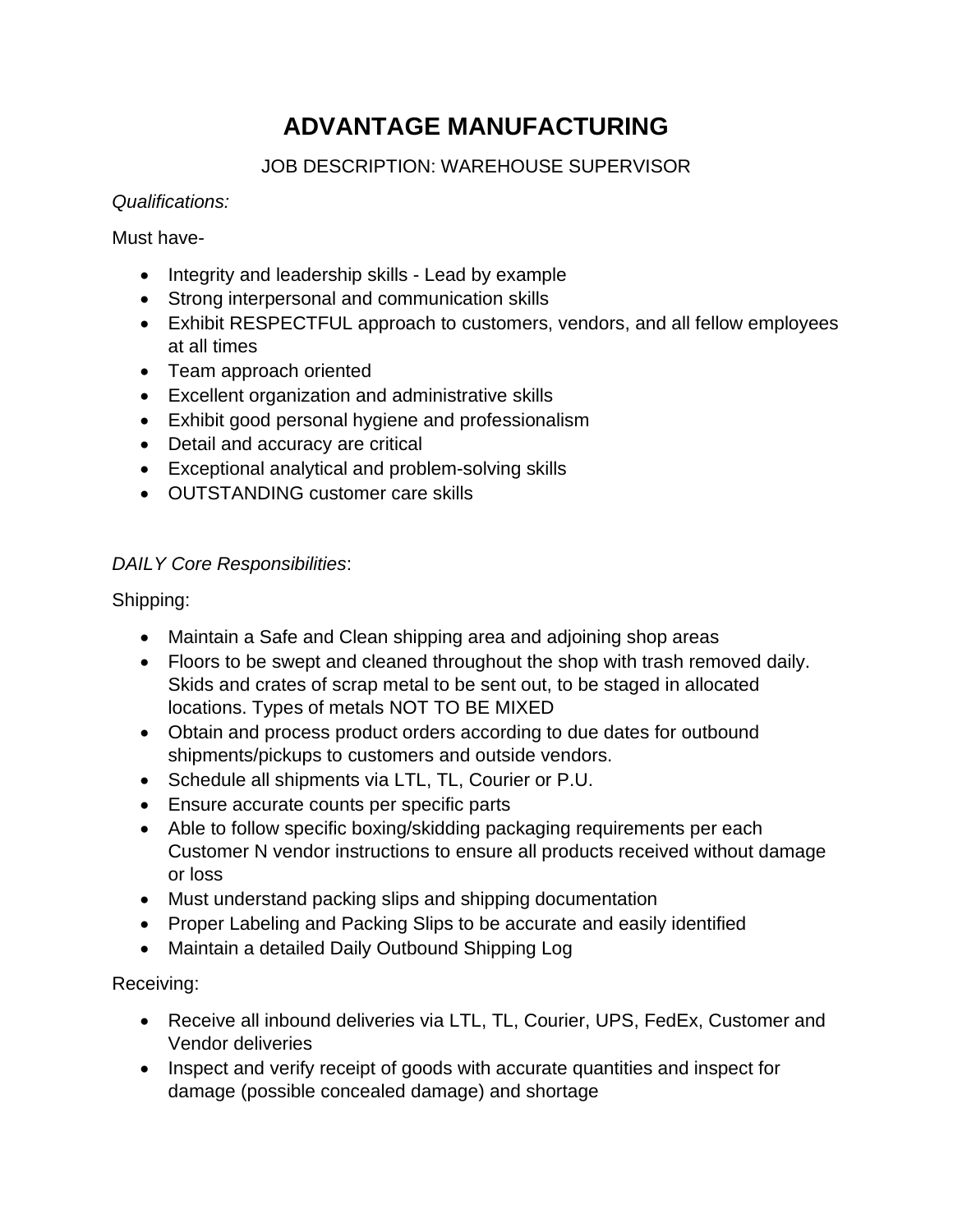# ADVANTAGE MANUFACTURING

## JOB DESCRIPTION: WAREHOUSE SUPERVISOR

*Qualifications:*

Must have-

- Integrity and leadership skills - Lead by example
- Strong interpersonal and communication skills
- Exhibit RESPECTFUL approach to customers, vendors, and all fellow employees at all times
- Team approach oriented
- Excellent organization and administrative skills
- Exhibit good personal hygiene and professionalism
- Detail and accuracy are critical
- Exceptional analytical and problem-solving skills
- OUTSTANDING customer care skills

*DAILY Core Responsibilities*:

Shipping:

- Maintain a Safe and Clean shipping area and adjoining shop areas
- Floors to be swept and cleaned throughout the shop with trash removed daily. Skids and crates of scrap metal to be sent out, to be staged in allocated locations. Types of metals NOT TO BE MIXED
- Obtain and process product orders according to due dates for outbound shipments/pickups to customers and outside vendors.
- Schedule all shipments via LTL, TL, Courier or P.U.
- Ensure accurate counts per specific parts
- Able to follow specific boxing/skidding packaging requirements per each Customer N vendor instructions to ensure all products received without damage or loss
- Must understand packing slips and shipping documentation
- Proper Labeling and Packing Slips to be accurate and easily identified
- Maintain a detailed Daily Outbound Shipping Log

Receiving:

- Receive all inbound deliveries via LTL, TL, Courier, UPS, FedEx, Customer and Vendor deliveries
- Inspect and verify receipt of goods with accurate quantities and inspect for damage (possible concealed damage) and shortage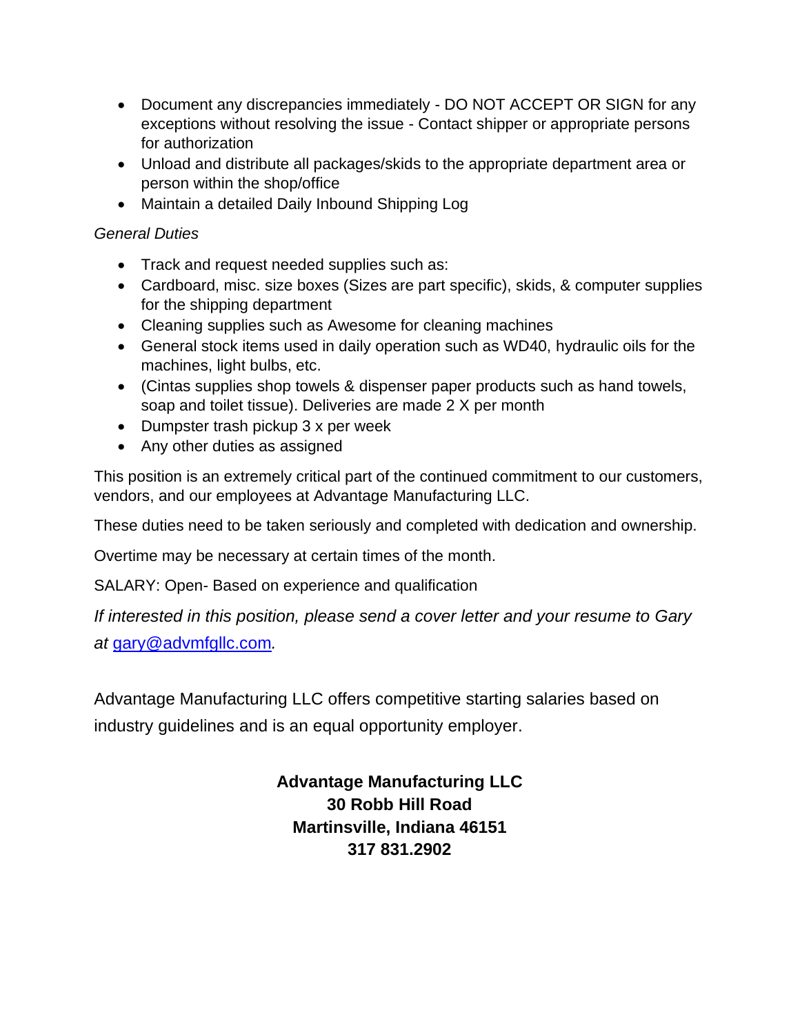- Document any discrepancies immediately - DO NOT ACCEPT OR SIGN for any exceptions without resolving the issue - Contact shipper or appropriate persons for authorization
- Unload and distribute all packages/skids to the appropriate department area or person within the shop/office
- Maintain a detailed Daily Inbound Shipping Log

*General Duties*

- Track and request needed supplies such as:
- Cardboard, misc. size boxes (Sizes are part specific), skids, & computer supplies for the shipping department
- Cleaning supplies such as Awesome for cleaning machines
- General stock items used in daily operation such as WD40, hydraulic oils for the machines, light bulbs, etc.
- (Cintas supplies shop towels & dispenser paper products such as hand towels, soap and toilet tissue). Deliveries are made 2 X per month
- Dumpster trash pickup 3 x per week
- Any other duties as assigned

This position is an extremely critical part of the continued commitment to our customers, vendors, and our employees at Advantage Manufacturing LLC.

These duties need to be taken seriously and completed with dedication and ownership.

Overtime may be necessary at certain times of the month.

SALARY: Open- Based on experience and qualification

*If interested in this position, please send a cover letter and your resume to Gary at [gary@advmfgllc.com](mailto:gary@advmfgllc.com).*

Advantage Manufacturing LLC offers competitive starting salaries based on industry guidelines and is an equal opportunity employer.

**Advantage Manufacturing LLC**
**30 Robb Hill Road**
**Martinsville, Indiana 46151**
**317 831.2902**